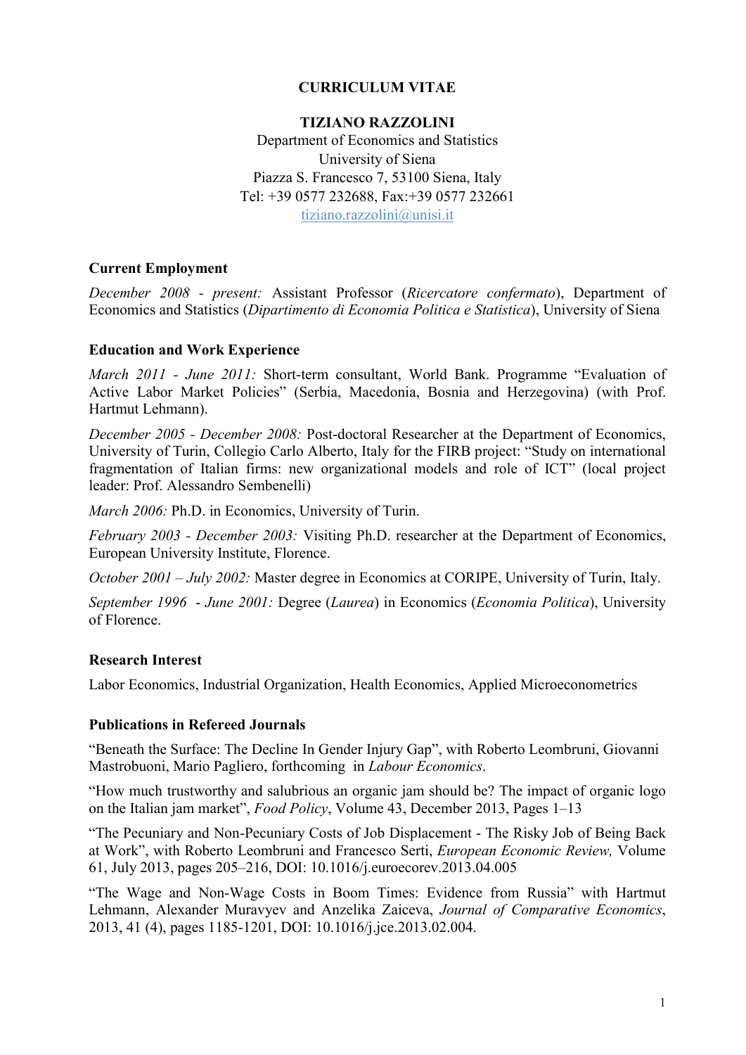# CURRICULUM VITAE

## TIZIANO RAZZOLINI

Department of Economics and Statistics
University of Siena
Piazza S. Francesco 7, 53100 Siena, Italy
Tel: +39 0577 232688, Fax:+39 0577 232661
tiziano.razzolini@unisi.it

### Current Employment

*December 2008 - present:* Assistant Professor (*Ricercatore confermato*), Department of Economics and Statistics (*Dipartimento di Economia Politica e Statistica*), University of Siena

### Education and Work Experience

*March 2011 - June 2011:* Short-term consultant, World Bank. Programme "Evaluation of Active Labor Market Policies" (Serbia, Macedonia, Bosnia and Herzegovina) (with Prof. Hartmut Lehmann).

*December 2005 - December 2008:* Post-doctoral Researcher at the Department of Economics, University of Turin, Collegio Carlo Alberto, Italy for the FIRB project: "Study on international fragmentation of Italian firms: new organizational models and role of ICT" (local project leader: Prof. Alessandro Sembenelli)

*March 2006:* Ph.D. in Economics, University of Turin.

*February 2003 - December 2003:* Visiting Ph.D. researcher at the Department of Economics, European University Institute, Florence.

*October 2001 – July 2002:* Master degree in Economics at CORIPE, University of Turin, Italy.

*September 1996 - June 2001:* Degree (*Laurea*) in Economics (*Economia Politica*), University of Florence.

### Research Interest

Labor Economics, Industrial Organization, Health Economics, Applied Microeconometrics

### Publications in Refereed Journals

"Beneath the Surface: The Decline In Gender Injury Gap", with Roberto Leombruni, Giovanni Mastrobuoni, Mario Pagliero, forthcoming in *Labour Economics*.

"How much trustworthy and salubrious an organic jam should be? The impact of organic logo on the Italian jam market", *Food Policy*, Volume 43, December 2013, Pages 1–13

"The Pecuniary and Non-Pecuniary Costs of Job Displacement - The Risky Job of Being Back at Work", with Roberto Leombruni and Francesco Serti, *European Economic Review,* Volume 61, July 2013, pages 205–216, DOI: 10.1016/j.euroecorev.2013.04.005

"The Wage and Non-Wage Costs in Boom Times: Evidence from Russia" with Hartmut Lehmann, Alexander Muravyev and Anzelika Zaiceva, *Journal of Comparative Economics*, 2013, 41 (4), pages 1185-1201, DOI: 10.1016/j.jce.2013.02.004.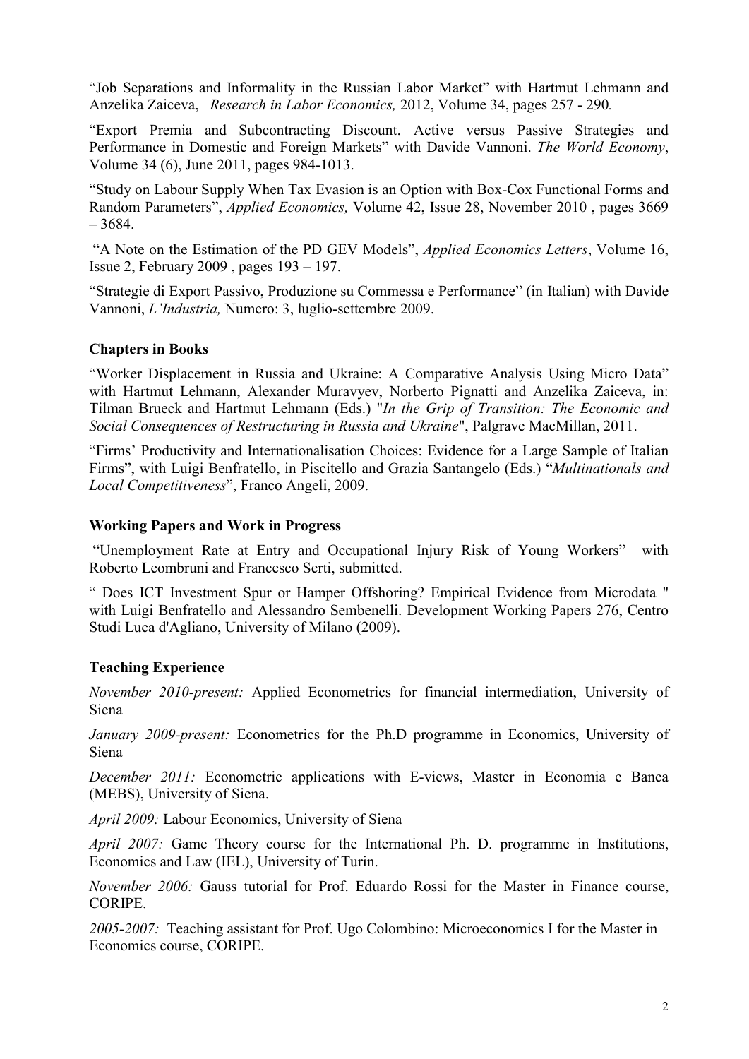"Job Separations and Informality in the Russian Labor Market" with Hartmut Lehmann and Anzelika Zaiceva, *Research in Labor Economics,* 2012, Volume 34, pages 257 - 290*.*

"Export Premia and Subcontracting Discount. Active versus Passive Strategies and Performance in Domestic and Foreign Markets" with Davide Vannoni. *The World Economy*, Volume 34 (6), June 2011, pages 984-1013.

"Study on Labour Supply When Tax Evasion is an Option with Box-Cox Functional Forms and Random Parameters", *Applied Economics,* Volume 42, Issue 28, November 2010 , pages 3669 – 3684.

"A Note on the Estimation of the PD GEV Models", *Applied Economics Letters*, Volume 16, Issue 2, February 2009 , pages 193 – 197.

"Strategie di Export Passivo, Produzione su Commessa e Performance" (in Italian) with Davide Vannoni, *L'Industria,* Numero: 3, luglio-settembre 2009.

**Chapters in Books**

"Worker Displacement in Russia and Ukraine: A Comparative Analysis Using Micro Data" with Hartmut Lehmann, Alexander Muravyev, Norberto Pignatti and Anzelika Zaiceva, in: Tilman Brueck and Hartmut Lehmann (Eds.) "*In the Grip of Transition: The Economic and Social Consequences of Restructuring in Russia and Ukraine*", Palgrave MacMillan, 2011.

"Firms' Productivity and Internationalisation Choices: Evidence for a Large Sample of Italian Firms", with Luigi Benfratello, in Piscitello and Grazia Santangelo (Eds.) "*Multinationals and Local Competitiveness*", Franco Angeli, 2009.

**Working Papers and Work in Progress**

"Unemployment Rate at Entry and Occupational Injury Risk of Young Workers" with Roberto Leombruni and Francesco Serti, submitted.

" Does ICT Investment Spur or Hamper Offshoring? Empirical Evidence from Microdata " with Luigi Benfratello and Alessandro Sembenelli. Development Working Papers 276, Centro Studi Luca d'Agliano, University of Milano (2009).

**Teaching Experience**

*November 2010-present:* Applied Econometrics for financial intermediation, University of Siena

*January 2009-present:* Econometrics for the Ph.D programme in Economics, University of Siena

*December 2011:* Econometric applications with E-views, Master in Economia e Banca (MEBS), University of Siena.

*April 2009:* Labour Economics, University of Siena

*April 2007:* Game Theory course for the International Ph. D. programme in Institutions, Economics and Law (IEL), University of Turin.

*November 2006:* Gauss tutorial for Prof. Eduardo Rossi for the Master in Finance course, CORIPE.

*2005-2007:* Teaching assistant for Prof. Ugo Colombino: Microeconomics I for the Master in Economics course, CORIPE.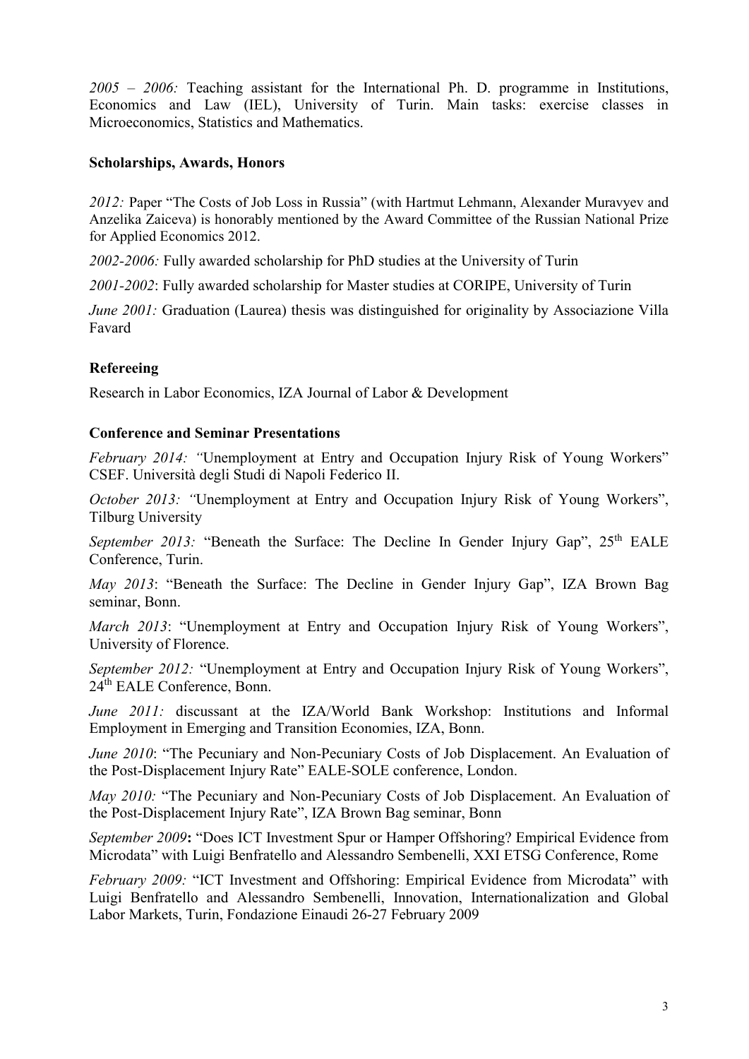*2005 – 2006:* Teaching assistant for the International Ph. D. programme in Institutions, Economics and Law (IEL), University of Turin. Main tasks: exercise classes in Microeconomics, Statistics and Mathematics.

**Scholarships, Awards, Honors**

*2012:* Paper "The Costs of Job Loss in Russia" (with Hartmut Lehmann, Alexander Muravyev and Anzelika Zaiceva) is honorably mentioned by the Award Committee of the Russian National Prize for Applied Economics 2012.

*2002-2006:* Fully awarded scholarship for PhD studies at the University of Turin

*2001-2002*: Fully awarded scholarship for Master studies at CORIPE, University of Turin

*June 2001:* Graduation (Laurea) thesis was distinguished for originality by Associazione Villa Favard

**Refereeing**

Research in Labor Economics, IZA Journal of Labor & Development

**Conference and Seminar Presentations**

*February 2014: "*Unemployment at Entry and Occupation Injury Risk of Young Workers" CSEF. Università degli Studi di Napoli Federico II.

*October 2013: "*Unemployment at Entry and Occupation Injury Risk of Young Workers", Tilburg University

*September 2013:* "Beneath the Surface: The Decline In Gender Injury Gap", 25th EALE Conference, Turin.

*May 2013*: "Beneath the Surface: The Decline in Gender Injury Gap", IZA Brown Bag seminar, Bonn.

*March 2013*: "Unemployment at Entry and Occupation Injury Risk of Young Workers", University of Florence.

*September 2012:* "Unemployment at Entry and Occupation Injury Risk of Young Workers", 24th EALE Conference, Bonn.

*June 2011:* discussant at the IZA/World Bank Workshop: Institutions and Informal Employment in Emerging and Transition Economies, IZA, Bonn.

*June 2010*: "The Pecuniary and Non-Pecuniary Costs of Job Displacement. An Evaluation of the Post-Displacement Injury Rate" EALE-SOLE conference, London.

*May 2010:* "The Pecuniary and Non-Pecuniary Costs of Job Displacement. An Evaluation of the Post-Displacement Injury Rate", IZA Brown Bag seminar, Bonn

*September 2009***:** "Does ICT Investment Spur or Hamper Offshoring? Empirical Evidence from Microdata" with Luigi Benfratello and Alessandro Sembenelli, XXI ETSG Conference, Rome

*February 2009:* "ICT Investment and Offshoring: Empirical Evidence from Microdata" with Luigi Benfratello and Alessandro Sembenelli, Innovation, Internationalization and Global Labor Markets, Turin, Fondazione Einaudi 26-27 February 2009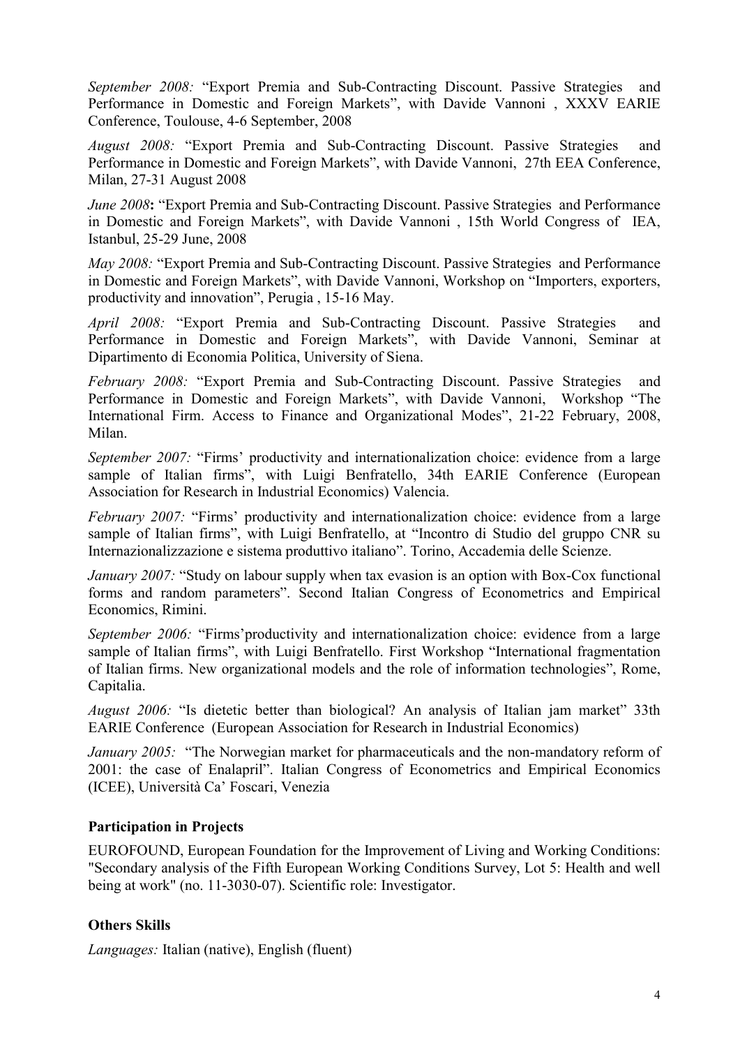*September 2008:* "Export Premia and Sub-Contracting Discount. Passive Strategies and Performance in Domestic and Foreign Markets", with Davide Vannoni , XXXV EARIE Conference, Toulouse, 4-6 September, 2008

*August 2008:* "Export Premia and Sub-Contracting Discount. Passive Strategies and Performance in Domestic and Foreign Markets", with Davide Vannoni, 27th EEA Conference, Milan, 27-31 August 2008

*June 2008***:** "Export Premia and Sub-Contracting Discount. Passive Strategies and Performance in Domestic and Foreign Markets", with Davide Vannoni , 15th World Congress of IEA, Istanbul, 25-29 June, 2008

*May 2008:* "Export Premia and Sub-Contracting Discount. Passive Strategies and Performance in Domestic and Foreign Markets", with Davide Vannoni, Workshop on "Importers, exporters, productivity and innovation", Perugia , 15-16 May.

*April 2008:* "Export Premia and Sub-Contracting Discount. Passive Strategies and Performance in Domestic and Foreign Markets", with Davide Vannoni, Seminar at Dipartimento di Economia Politica, University of Siena.

*February 2008:* "Export Premia and Sub-Contracting Discount. Passive Strategies and Performance in Domestic and Foreign Markets", with Davide Vannoni, Workshop "The International Firm. Access to Finance and Organizational Modes", 21-22 February, 2008, Milan.

*September 2007:* "Firms' productivity and internationalization choice: evidence from a large sample of Italian firms", with Luigi Benfratello, 34th EARIE Conference (European Association for Research in Industrial Economics) Valencia.

*February 2007:* "Firms' productivity and internationalization choice: evidence from a large sample of Italian firms", with Luigi Benfratello, at "Incontro di Studio del gruppo CNR su Internazionalizzazione e sistema produttivo italiano". Torino, Accademia delle Scienze.

*January 2007:* "Study on labour supply when tax evasion is an option with Box-Cox functional forms and random parameters". Second Italian Congress of Econometrics and Empirical Economics, Rimini.

*September 2006:* "Firms'productivity and internationalization choice: evidence from a large sample of Italian firms", with Luigi Benfratello. First Workshop "International fragmentation of Italian firms. New organizational models and the role of information technologies", Rome, Capitalia.

*August 2006:* "Is dietetic better than biological? An analysis of Italian jam market" 33th EARIE Conference (European Association for Research in Industrial Economics)

*January 2005:* "The Norwegian market for pharmaceuticals and the non-mandatory reform of 2001: the case of Enalapril". Italian Congress of Econometrics and Empirical Economics (ICEE), Università Ca' Foscari, Venezia

**Participation in Projects**

EUROFOUND, European Foundation for the Improvement of Living and Working Conditions: "Secondary analysis of the Fifth European Working Conditions Survey, Lot 5: Health and well being at work" (no. 11-3030-07). Scientific role: Investigator.

**Others Skills**

*Languages:* Italian (native), English (fluent)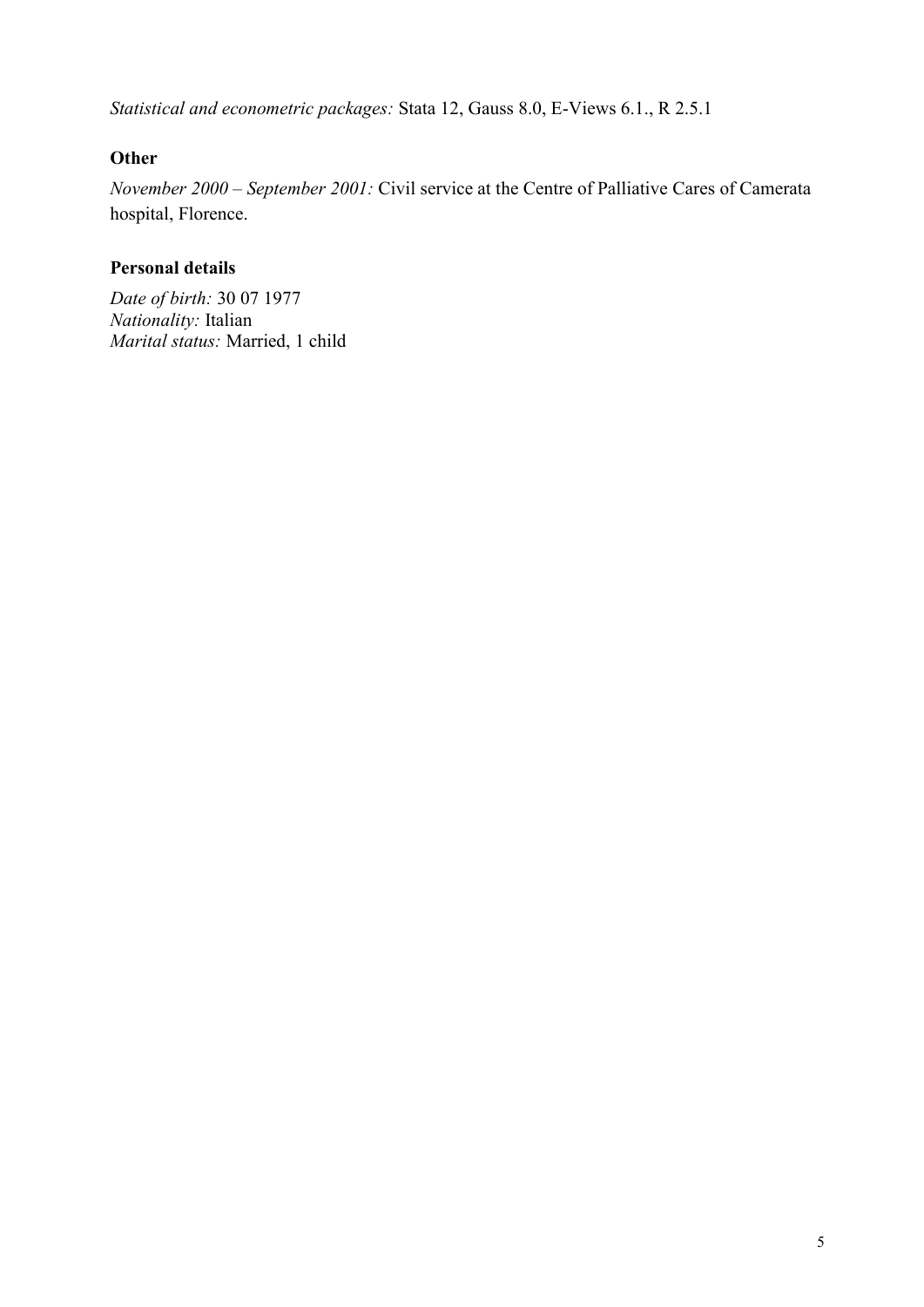*Statistical and econometric packages:* Stata 12, Gauss 8.0, E-Views 6.1., R 2.5.1

**Other**

*November 2000 – September 2001:* Civil service at the Centre of Palliative Cares of Camerata hospital, Florence.

**Personal details**

*Date of birth:* 30 07 1977
*Nationality:* Italian
*Marital status:* Married, 1 child